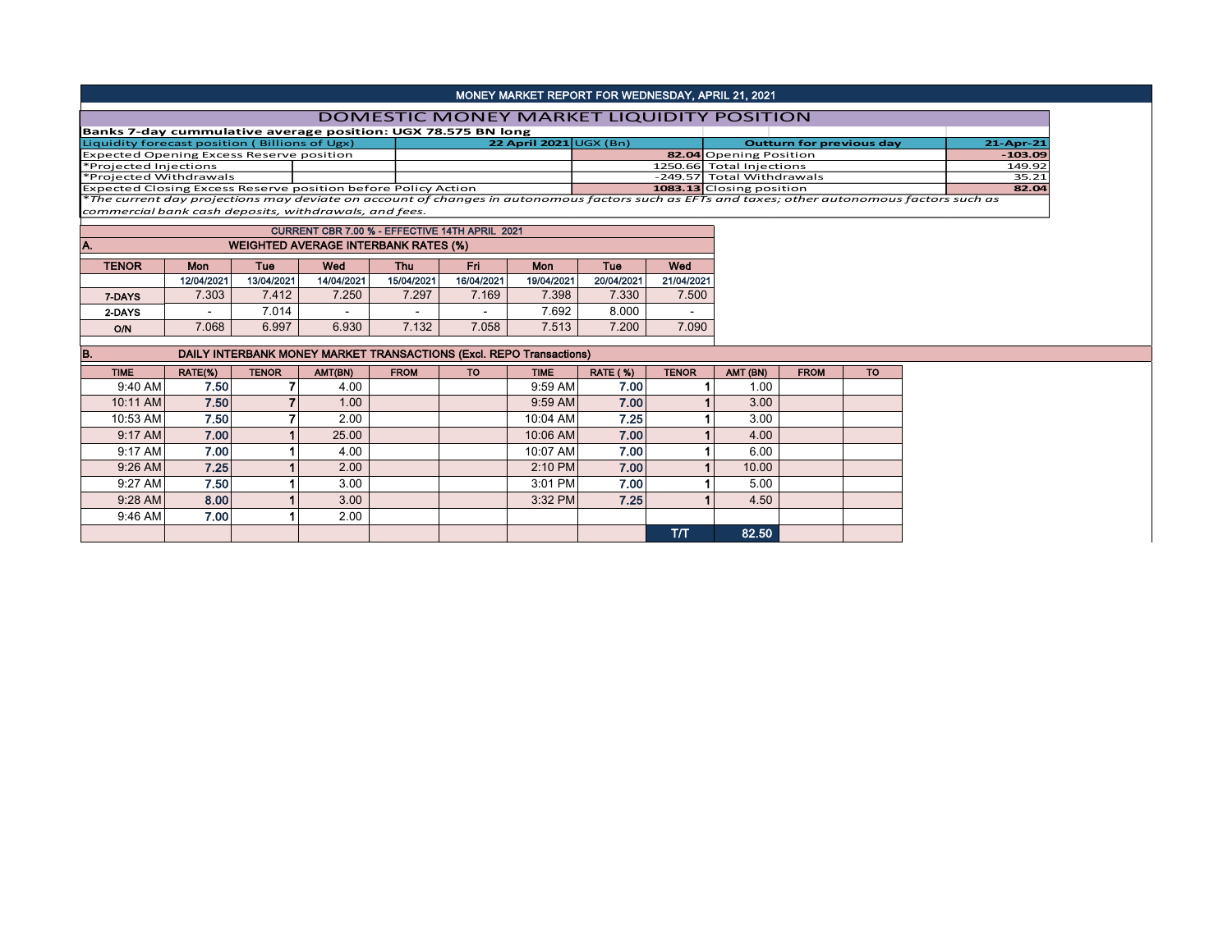# MONEY MARKET REPORT FOR WEDNESDAY, APRIL 21, 2021

## DOMESTIC MONEY MARKET LIQUIDITY POSITION

**Banks 7-day cummulative average position: UGX 78.575 BN long**

| Liquidity forecast position ( Billions of Ugx) | 22 April 2021 UGX (Bn) | Outturn for previous day | 21-Apr-21 |
|---|---|---|---|
| Expected Opening Excess Reserve position | 82.04 | Opening Position | -103.09 |
| *Projected Injections | 1250.66 | Total Injections | 149.92 |
| *Projected Withdrawals | -249.57 | Total Withdrawals | 35.21 |
| Expected Closing Excess Reserve position before Policy Action | 1083.13 | Closing position | 82.04 |

*\*The current day projections may deviate on account of changes in autonomous factors such as EFTs and taxes; other autonomous factors such as commercial bank cash deposits, withdrawals, and fees.*

**CURRENT CBR 7.00 % - EFFECTIVE 14TH APRIL 2021**

### A. WEIGHTED AVERAGE INTERBANK RATES (%)

| TENOR | Mon 12/04/2021 | Tue 13/04/2021 | Wed 14/04/2021 | Thu 15/04/2021 | Fri 16/04/2021 | Mon 19/04/2021 | Tue 20/04/2021 | Wed 21/04/2021 |
|---|---|---|---|---|---|---|---|---|
| 7-DAYS | 7.303 | 7.412 | 7.250 | 7.297 | 7.169 | 7.398 | 7.330 | 7.500 |
| 2-DAYS | - | 7.014 | - | - | - | 7.692 | 8.000 | - |
| O/N | 7.068 | 6.997 | 6.930 | 7.132 | 7.058 | 7.513 | 7.200 | 7.090 |

### B. DAILY INTERBANK MONEY MARKET TRANSACTIONS (Excl. REPO Transactions)

| TIME | RATE(%) | TENOR | AMT(BN) | FROM | TO | TIME | RATE (%) | TENOR | AMT (BN) | FROM | TO |
|---|---|---|---|---|---|---|---|---|---|---|---|
| 9:40 AM | 7.50 | 7 | 4.00 | | | 9:59 AM | 7.00 | 1 | 1.00 | | |
| 10:11 AM | 7.50 | 7 | 1.00 | | | 9:59 AM | 7.00 | 1 | 3.00 | | |
| 10:53 AM | 7.50 | 7 | 2.00 | | | 10:04 AM | 7.25 | 1 | 3.00 | | |
| 9:17 AM | 7.00 | 1 | 25.00 | | | 10:06 AM | 7.00 | 1 | 4.00 | | |
| 9:17 AM | 7.00 | 1 | 4.00 | | | 10:07 AM | 7.00 | 1 | 6.00 | | |
| 9:26 AM | 7.25 | 1 | 2.00 | | | 2:10 PM | 7.00 | 1 | 10.00 | | |
| 9:27 AM | 7.50 | 1 | 3.00 | | | 3:01 PM | 7.00 | 1 | 5.00 | | |
| 9:28 AM | 8.00 | 1 | 3.00 | | | 3:32 PM | 7.25 | 1 | 4.50 | | |
| 9:46 AM | 7.00 | 1 | 2.00 | | | | | | | | |
| | | | | | | | | T/T | 82.50 | | |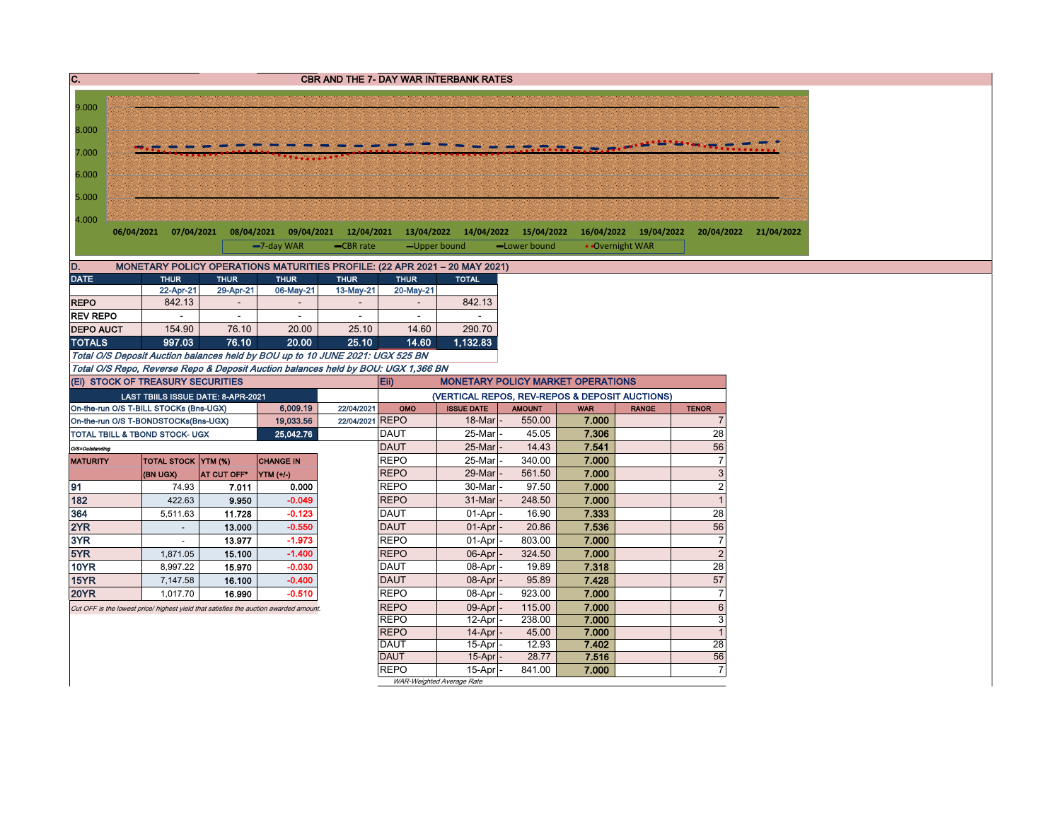## C. CBR AND THE 7- DAY WAR INTERBANK RATES

9.000
8.000
7.000
6.000
5.000
4.000

06/04/2021 07/04/2021 08/04/2021 09/04/2021 12/04/2021 13/04/2022 14/04/2022 15/04/2022 16/04/2022 19/04/2022 20/04/2022 21/04/2022

7-day WAR — CBR rate — Upper bound — Lower bound — Overnight WAR

## D. MONETARY POLICY OPERATIONS MATURITIES PROFILE: (22 APR 2021 – 20 MAY 2021)

| DATE | THUR | THUR | THUR | THUR | THUR | TOTAL |
|---|---|---|---|---|---|---|
| | 22-Apr-21 | 29-Apr-21 | 06-May-21 | 13-May-21 | 20-May-21 | |
| REPO | 842.13 | - | - | - | - | 842.13 |
| REV REPO | - | - | - | - | - | - |
| DEPO AUCT | 154.90 | 76.10 | 20.00 | 25.10 | 14.60 | 290.70 |
| TOTALS | 997.03 | 76.10 | 20.00 | 25.10 | 14.60 | 1,132.83 |

*Total O/S Deposit Auction balances held by BOU up to 10 JUNE 2021: UGX 525 BN*

*Total O/S Repo, Reverse Repo & Deposit Auction balances held by BOU: UGX 1,366 BN*

## (Ei) STOCK OF TREASURY SECURITIES

| LAST TBIILS ISSUE DATE: 8-APR-2021 | | |
|---|---|---|
| On-the-run O/S T-BILL STOCKs (Bns-UGX) | 6,009.19 | 22/04/2021 |
| On-the-run O/S T-BONDSTOCKs(Bns-UGX) | 19,033.56 | 22/04/2021 |
| TOTAL TBILL & TBOND STOCK- UGX | 25,042.76 | |

*O/S=Outstanding*

| MATURITY | TOTAL STOCK (BN UGX) | YTM (%) AT CUT OFF* | CHANGE IN YTM (+/-) |
|---|---|---|---|
| 91 | 74.93 | 7.011 | 0.000 |
| 182 | 422.63 | 9.950 | -0.049 |
| 364 | 5,511.63 | 11.728 | -0.123 |
| 2YR | - | 13.000 | -0.550 |
| 3YR | - | 13.977 | -1.973 |
| 5YR | 1,871.05 | 15.100 | -1.400 |
| 10YR | 8,997.22 | 15.970 | -0.030 |
| 15YR | 7,147.58 | 16.100 | -0.400 |
| 20YR | 1,017.70 | 16.990 | -0.510 |

*Cut OFF is the lowest price/ highest yield that satisfies the auction awarded amount.*

## Eii) MONETARY POLICY MARKET OPERATIONS

(VERTICAL REPOS, REV-REPOS & DEPOSIT AUCTIONS)

| OMO | ISSUE DATE | AMOUNT | WAR | RANGE | TENOR |
|---|---|---|---|---|---|
| REPO | 18-Mar | 550.00 | 7.000 | | 7 |
| DAUT | 25-Mar | 45.05 | 7.306 | | 28 |
| DAUT | 25-Mar | 14.43 | 7.541 | | 56 |
| REPO | 25-Mar | 340.00 | 7.000 | | 7 |
| REPO | 29-Mar | 561.50 | 7.000 | | 3 |
| REPO | 30-Mar | 97.50 | 7.000 | | 2 |
| REPO | 31-Mar | 248.50 | 7.000 | | 1 |
| DAUT | 01-Apr | 16.90 | 7.333 | | 28 |
| DAUT | 01-Apr | 20.86 | 7.536 | | 56 |
| REPO | 01-Apr | 803.00 | 7.000 | | 7 |
| REPO | 06-Apr | 324.50 | 7.000 | | 2 |
| DAUT | 08-Apr | 19.89 | 7.318 | | 28 |
| DAUT | 08-Apr | 95.89 | 7.428 | | 57 |
| REPO | 08-Apr | 923.00 | 7.000 | | 7 |
| REPO | 09-Apr | 115.00 | 7.000 | | 6 |
| REPO | 12-Apr | 238.00 | 7.000 | | 3 |
| REPO | 14-Apr | 45.00 | 7.000 | | 1 |
| DAUT | 15-Apr | 12.93 | 7.402 | | 28 |
| DAUT | 15-Apr | 28.77 | 7.516 | | 56 |
| REPO | 15-Apr | 841.00 | 7.000 | | 7 |

*WAR-Weighted Average Rate*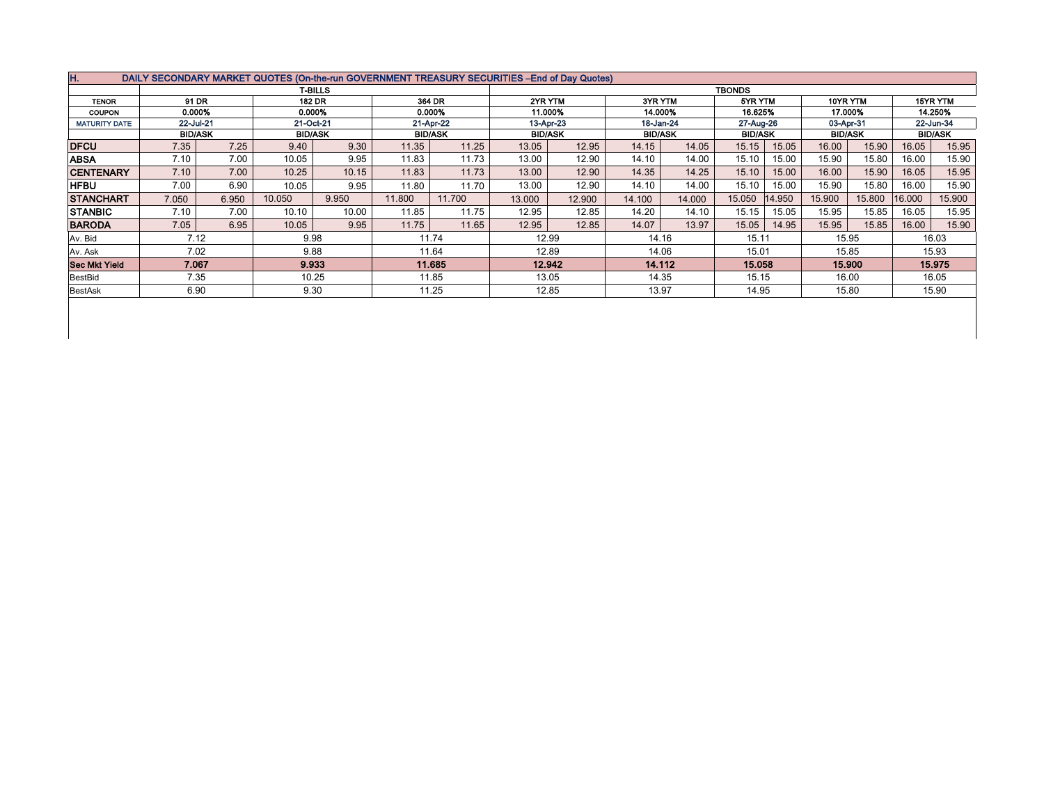| H. | DAILY SECONDARY MARKET QUOTES (On-the-run GOVERNMENT TREASURY SECURITIES –End of Day Quotes) | | | | | | | | | | | | | | | |
|---|---|---|---|---|---|---|---|---|---|---|---|---|---|---|---|---|
| | T-BILLS | | | | | | TBONDS | | | | | | | | | |
| TENOR | 91 DR | | 182 DR | | 364 DR | | 2YR YTM | | 3YR YTM | | 5YR YTM | | 10YR YTM | | 15YR YTM | |
| COUPON | 0.000% | | 0.000% | | 0.000% | | 11.000% | | 14.000% | | 16.625% | | 17.000% | | 14.250% | |
| MATURITY DATE | 22-Jul-21 | | 21-Oct-21 | | 21-Apr-22 | | 13-Apr-23 | | 18-Jan-24 | | 27-Aug-26 | | 03-Apr-31 | | 22-Jun-34 | |
| | BID/ASK | | BID/ASK | | BID/ASK | | BID/ASK | | BID/ASK | | BID/ASK | | BID/ASK | | BID/ASK | |
| **DFCU** | 7.35 | 7.25 | 9.40 | 9.30 | 11.35 | 11.25 | 13.05 | 12.95 | 14.15 | 14.05 | 15.15 | 15.05 | 16.00 | 15.90 | 16.05 | 15.95 |
| **ABSA** | 7.10 | 7.00 | 10.05 | 9.95 | 11.83 | 11.73 | 13.00 | 12.90 | 14.10 | 14.00 | 15.10 | 15.00 | 15.90 | 15.80 | 16.00 | 15.90 |
| **CENTENARY** | 7.10 | 7.00 | 10.25 | 10.15 | 11.83 | 11.73 | 13.00 | 12.90 | 14.35 | 14.25 | 15.10 | 15.00 | 16.00 | 15.90 | 16.05 | 15.95 |
| **HFBU** | 7.00 | 6.90 | 10.05 | 9.95 | 11.80 | 11.70 | 13.00 | 12.90 | 14.10 | 14.00 | 15.10 | 15.00 | 15.90 | 15.80 | 16.00 | 15.90 |
| **STANCHART** | 7.050 | 6.950 | 10.050 | 9.950 | 11.800 | 11.700 | 13.000 | 12.900 | 14.100 | 14.000 | 15.050 | 14.950 | 15.900 | 15.800 | 16.000 | 15.900 |
| **STANBIC** | 7.10 | 7.00 | 10.10 | 10.00 | 11.85 | 11.75 | 12.95 | 12.85 | 14.20 | 14.10 | 15.15 | 15.05 | 15.95 | 15.85 | 16.05 | 15.95 |
| **BARODA** | 7.05 | 6.95 | 10.05 | 9.95 | 11.75 | 11.65 | 12.95 | 12.85 | 14.07 | 13.97 | 15.05 | 14.95 | 15.95 | 15.85 | 16.00 | 15.90 |
| Av. Bid | 7.12 | | 9.98 | | 11.74 | | 12.99 | | 14.16 | | 15.11 | | 15.95 | | 16.03 | |
| Av. Ask | 7.02 | | 9.88 | | 11.64 | | 12.89 | | 14.06 | | 15.01 | | 15.85 | | 15.93 | |
| **Sec Mkt Yield** | **7.067** | | **9.933** | | **11.685** | | **12.942** | | **14.112** | | **15.058** | | **15.900** | | **15.975** | |
| BestBid | 7.35 | | 10.25 | | 11.85 | | 13.05 | | 14.35 | | 15.15 | | 16.00 | | 16.05 | |
| BestAsk | 6.90 | | 9.30 | | 11.25 | | 12.85 | | 13.97 | | 14.95 | | 15.80 | | 15.90 | |